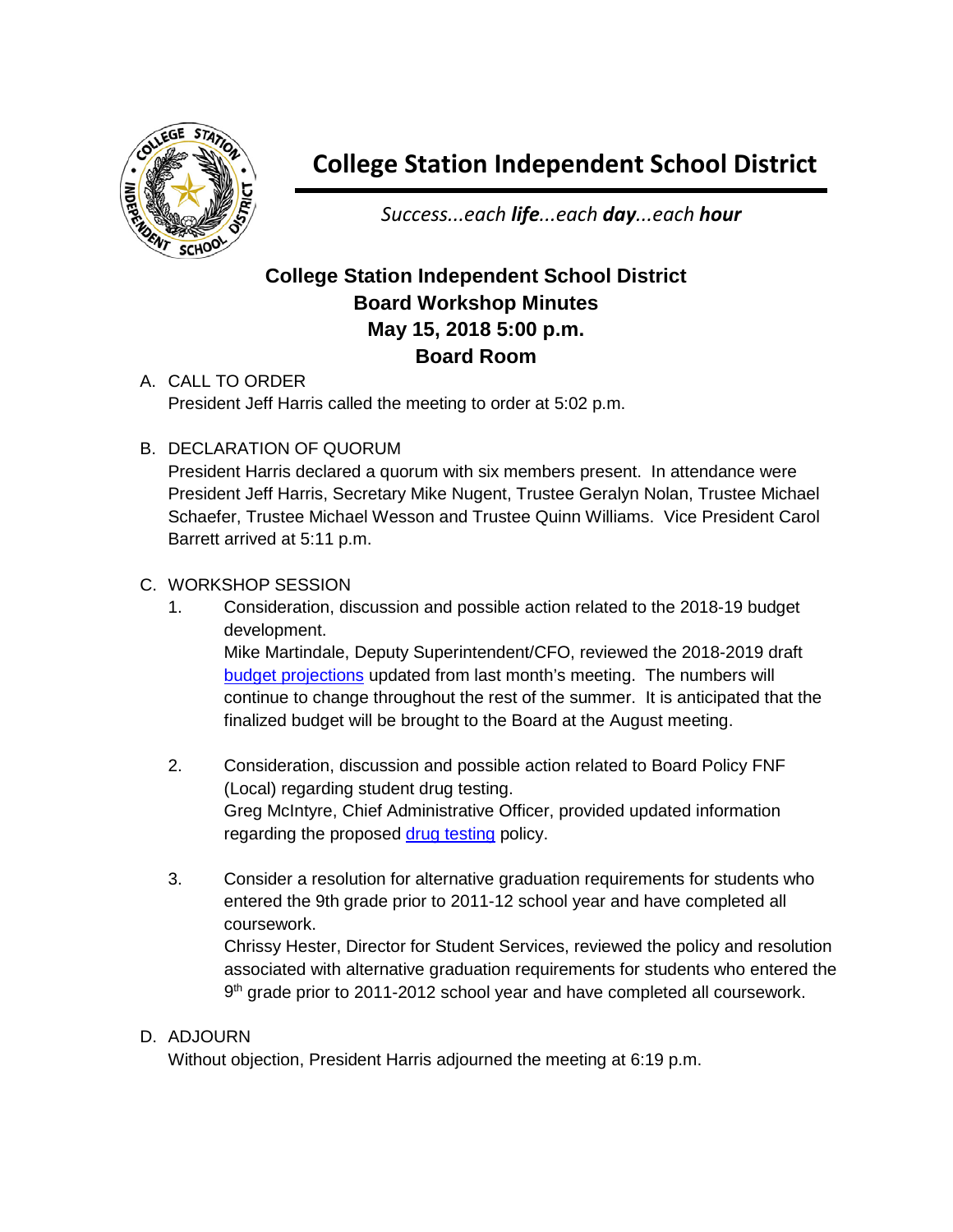# College Station Independent School District

*Success...each **life**...each **day**...each **hour***

## College Station Independent School District
## Board Workshop Minutes
## May 15, 2018 5:00 p.m.
## Board Room

A. CALL TO ORDER
President Jeff Harris called the meeting to order at 5:02 p.m.

B. DECLARATION OF QUORUM
President Harris declared a quorum with six members present. In attendance were President Jeff Harris, Secretary Mike Nugent, Trustee Geralyn Nolan, Trustee Michael Schaefer, Trustee Michael Wesson and Trustee Quinn Williams. Vice President Carol Barrett arrived at 5:11 p.m.

C. WORKSHOP SESSION

1. Consideration, discussion and possible action related to the 2018-19 budget development.
Mike Martindale, Deputy Superintendent/CFO, reviewed the 2018-2019 draft budget projections updated from last month's meeting. The numbers will continue to change throughout the rest of the summer. It is anticipated that the finalized budget will be brought to the Board at the August meeting.

2. Consideration, discussion and possible action related to Board Policy FNF (Local) regarding student drug testing.
Greg McIntyre, Chief Administrative Officer, provided updated information regarding the proposed drug testing policy.

3. Consider a resolution for alternative graduation requirements for students who entered the 9th grade prior to 2011-12 school year and have completed all coursework.
Chrissy Hester, Director for Student Services, reviewed the policy and resolution associated with alternative graduation requirements for students who entered the 9th grade prior to 2011-2012 school year and have completed all coursework.

D. ADJOURN
Without objection, President Harris adjourned the meeting at 6:19 p.m.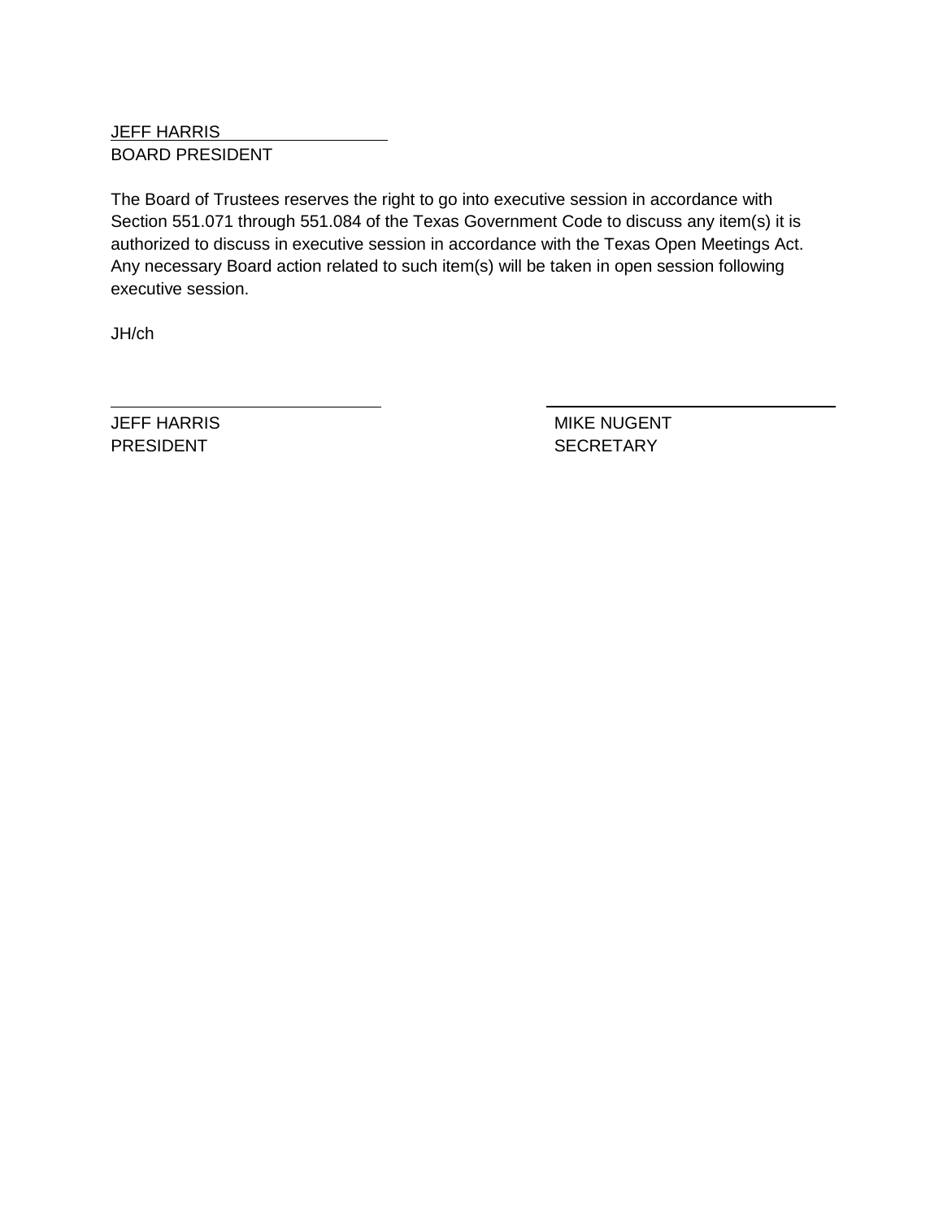JEFF HARRIS  
BOARD PRESIDENT

The Board of Trustees reserves the right to go into executive session in accordance with Section 551.071 through 551.084 of the Texas Government Code to discuss any item(s) it is authorized to discuss in executive session in accordance with the Texas Open Meetings Act. Any necessary Board action related to such item(s) will be taken in open session following executive session.

JH/ch

| | |
|---|---|
| JEFF HARRIS | MIKE NUGENT |
| PRESIDENT | SECRETARY |